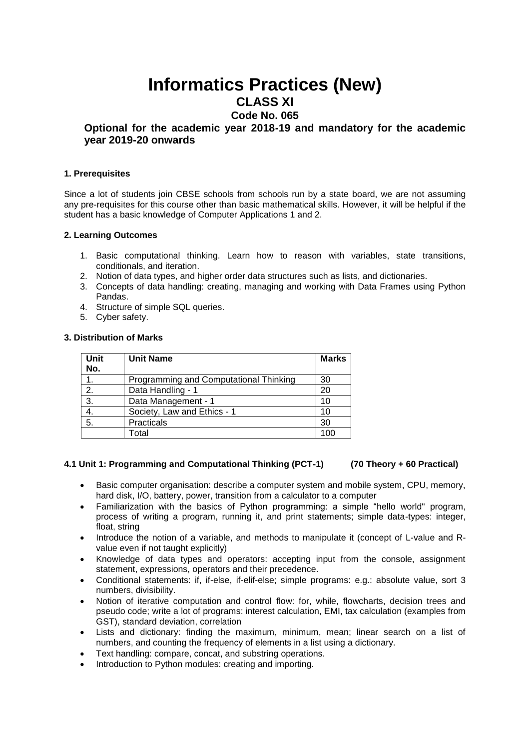# Informatics Practices (New)

## CLASS XI

### Code No. 065

**Optional for the academic year 2018-19 and mandatory for the academic year 2019-20 onwards**

#### 1. Prerequisites

Since a lot of students join CBSE schools from schools run by a state board, we are not assuming any pre-requisites for this course other than basic mathematical skills. However, it will be helpful if the student has a basic knowledge of Computer Applications 1 and 2.

#### 2. Learning Outcomes

1. Basic computational thinking. Learn how to reason with variables, state transitions, conditionals, and iteration.
2. Notion of data types, and higher order data structures such as lists, and dictionaries.
3. Concepts of data handling: creating, managing and working with Data Frames using Python Pandas.
4. Structure of simple SQL queries.
5. Cyber safety.

#### 3. Distribution of Marks

| Unit No. | Unit Name | Marks |
|---|---|---|
| 1. | Programming and Computational Thinking | 30 |
| 2. | Data Handling - 1 | 20 |
| 3. | Data Management - 1 | 10 |
| 4. | Society, Law and Ethics - 1 | 10 |
| 5. | Practicals | 30 |
| | Total | 100 |

#### 4.1 Unit 1: Programming and Computational Thinking (PCT-1) (70 Theory + 60 Practical)

- Basic computer organisation: describe a computer system and mobile system, CPU, memory, hard disk, I/O, battery, power, transition from a calculator to a computer
- Familiarization with the basics of Python programming: a simple "hello world" program, process of writing a program, running it, and print statements; simple data-types: integer, float, string
- Introduce the notion of a variable, and methods to manipulate it (concept of L-value and R-value even if not taught explicitly)
- Knowledge of data types and operators: accepting input from the console, assignment statement, expressions, operators and their precedence.
- Conditional statements: if, if-else, if-elif-else; simple programs: e.g.: absolute value, sort 3 numbers, divisibility.
- Notion of iterative computation and control flow: for, while, flowcharts, decision trees and pseudo code; write a lot of programs: interest calculation, EMI, tax calculation (examples from GST), standard deviation, correlation
- Lists and dictionary: finding the maximum, minimum, mean; linear search on a list of numbers, and counting the frequency of elements in a list using a dictionary.
- Text handling: compare, concat, and substring operations.
- Introduction to Python modules: creating and importing.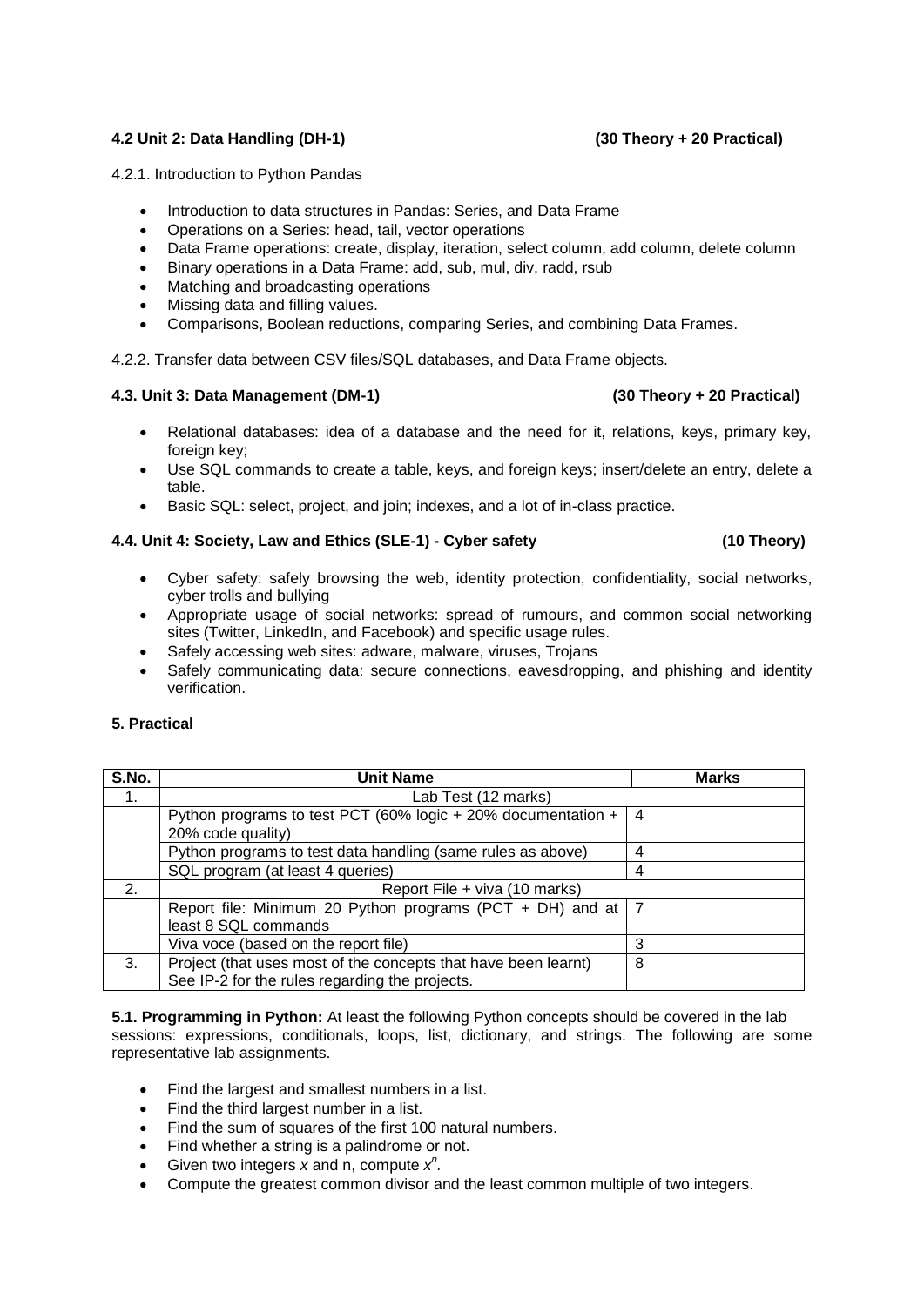### 4.2 Unit 2: Data Handling (DH-1) (30 Theory + 20 Practical)

4.2.1. Introduction to Python Pandas

- Introduction to data structures in Pandas: Series, and Data Frame
- Operations on a Series: head, tail, vector operations
- Data Frame operations: create, display, iteration, select column, add column, delete column
- Binary operations in a Data Frame: add, sub, mul, div, radd, rsub
- Matching and broadcasting operations
- Missing data and filling values.
- Comparisons, Boolean reductions, comparing Series, and combining Data Frames.

4.2.2. Transfer data between CSV files/SQL databases, and Data Frame objects.

### 4.3. Unit 3: Data Management (DM-1) (30 Theory + 20 Practical)

- Relational databases: idea of a database and the need for it, relations, keys, primary key, foreign key;
- Use SQL commands to create a table, keys, and foreign keys; insert/delete an entry, delete a table.
- Basic SQL: select, project, and join; indexes, and a lot of in-class practice.

### 4.4. Unit 4: Society, Law and Ethics (SLE-1) - Cyber safety (10 Theory)

- Cyber safety: safely browsing the web, identity protection, confidentiality, social networks, cyber trolls and bullying
- Appropriate usage of social networks: spread of rumours, and common social networking sites (Twitter, LinkedIn, and Facebook) and specific usage rules.
- Safely accessing web sites: adware, malware, viruses, Trojans
- Safely communicating data: secure connections, eavesdropping, and phishing and identity verification.

## 5. Practical

| S.No. | Unit Name | Marks |
|---|---|---|
| 1. | Lab Test (12 marks) | |
| | Python programs to test PCT (60% logic + 20% documentation + 20% code quality) | 4 |
| | Python programs to test data handling (same rules as above) | 4 |
| | SQL program (at least 4 queries) | 4 |
| 2. | Report File + viva (10 marks) | |
| | Report file: Minimum 20 Python programs (PCT + DH) and at least 8 SQL commands | 7 |
| | Viva voce (based on the report file) | 3 |
| 3. | Project (that uses most of the concepts that have been learnt) See IP-2 for the rules regarding the projects. | 8 |

**5.1. Programming in Python:** At least the following Python concepts should be covered in the lab sessions: expressions, conditionals, loops, list, dictionary, and strings. The following are some representative lab assignments.

- Find the largest and smallest numbers in a list.
- Find the third largest number in a list.
- Find the sum of squares of the first 100 natural numbers.
- Find whether a string is a palindrome or not.
- Given two integers $x$ and n, compute $x^n$.
- Compute the greatest common divisor and the least common multiple of two integers.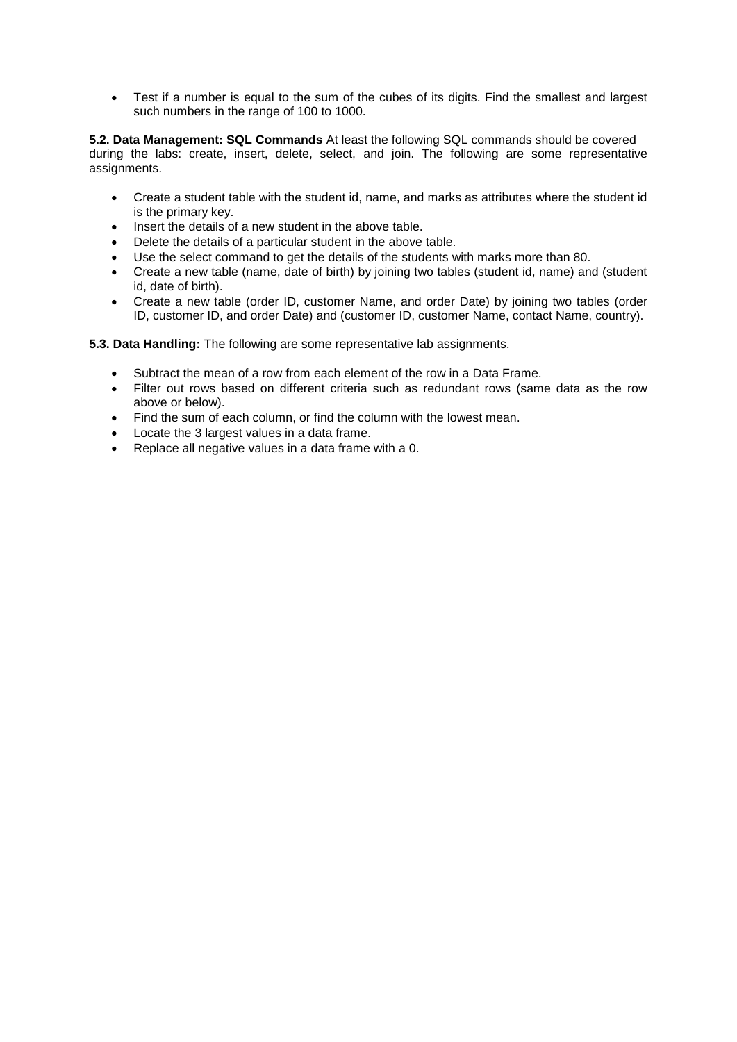- Test if a number is equal to the sum of the cubes of its digits. Find the smallest and largest such numbers in the range of 100 to 1000.

**5.2. Data Management: SQL Commands** At least the following SQL commands should be covered during the labs: create, insert, delete, select, and join. The following are some representative assignments.

- Create a student table with the student id, name, and marks as attributes where the student id is the primary key.
- Insert the details of a new student in the above table.
- Delete the details of a particular student in the above table.
- Use the select command to get the details of the students with marks more than 80.
- Create a new table (name, date of birth) by joining two tables (student id, name) and (student id, date of birth).
- Create a new table (order ID, customer Name, and order Date) by joining two tables (order ID, customer ID, and order Date) and (customer ID, customer Name, contact Name, country).

**5.3. Data Handling:** The following are some representative lab assignments.

- Subtract the mean of a row from each element of the row in a Data Frame.
- Filter out rows based on different criteria such as redundant rows (same data as the row above or below).
- Find the sum of each column, or find the column with the lowest mean.
- Locate the 3 largest values in a data frame.
- Replace all negative values in a data frame with a 0.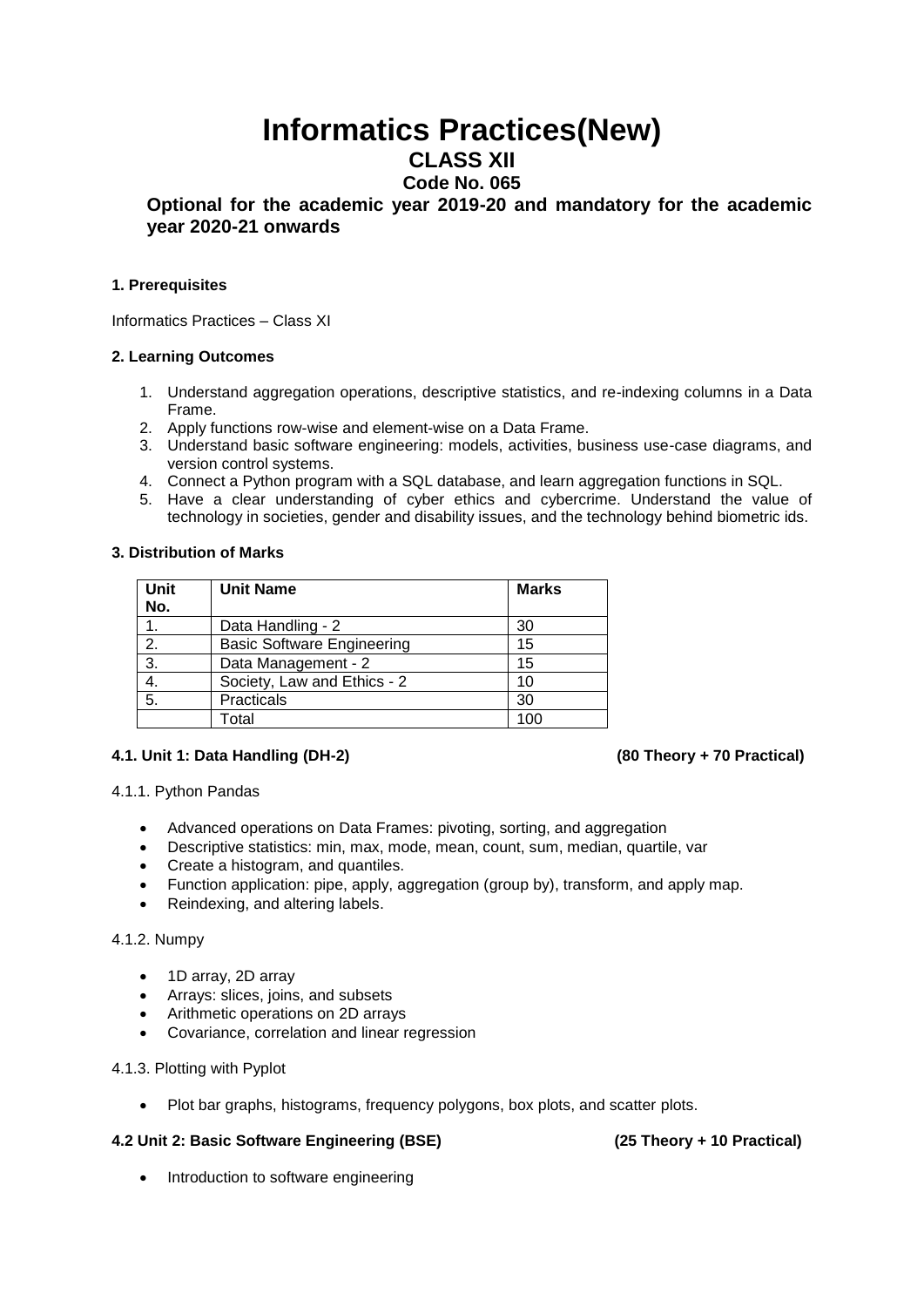# Informatics Practices(New)

## CLASS XII

### Code No. 065

**Optional for the academic year 2019-20 and mandatory for the academic year 2020-21 onwards**

**1. Prerequisites**

Informatics Practices – Class XI

**2. Learning Outcomes**

1. Understand aggregation operations, descriptive statistics, and re-indexing columns in a Data Frame.
2. Apply functions row-wise and element-wise on a Data Frame.
3. Understand basic software engineering: models, activities, business use-case diagrams, and version control systems.
4. Connect a Python program with a SQL database, and learn aggregation functions in SQL.
5. Have a clear understanding of cyber ethics and cybercrime. Understand the value of technology in societies, gender and disability issues, and the technology behind biometric ids.

**3. Distribution of Marks**

| Unit No. | Unit Name | Marks |
|---|---|---|
| 1. | Data Handling - 2 | 30 |
| 2. | Basic Software Engineering | 15 |
| 3. | Data Management - 2 | 15 |
| 4. | Society, Law and Ethics - 2 | 10 |
| 5. | Practicals | 30 |
| | Total | 100 |

**4.1. Unit 1: Data Handling (DH-2) (80 Theory + 70 Practical)**

4.1.1. Python Pandas

- Advanced operations on Data Frames: pivoting, sorting, and aggregation
- Descriptive statistics: min, max, mode, mean, count, sum, median, quartile, var
- Create a histogram, and quantiles.
- Function application: pipe, apply, aggregation (group by), transform, and apply map.
- Reindexing, and altering labels.

4.1.2. Numpy

- 1D array, 2D array
- Arrays: slices, joins, and subsets
- Arithmetic operations on 2D arrays
- Covariance, correlation and linear regression

4.1.3. Plotting with Pyplot

- Plot bar graphs, histograms, frequency polygons, box plots, and scatter plots.

**4.2 Unit 2: Basic Software Engineering (BSE) (25 Theory + 10 Practical)**

- Introduction to software engineering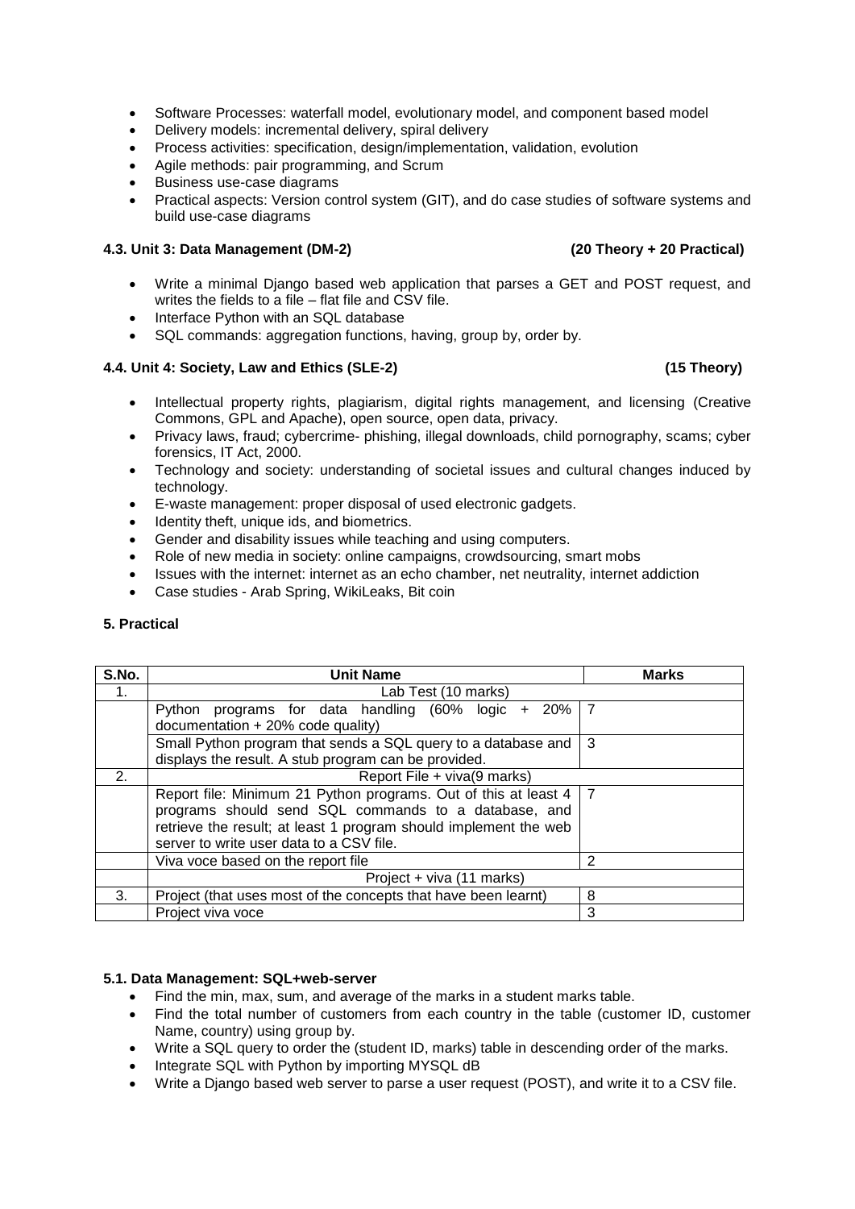- Software Processes: waterfall model, evolutionary model, and component based model
- Delivery models: incremental delivery, spiral delivery
- Process activities: specification, design/implementation, validation, evolution
- Agile methods: pair programming, and Scrum
- Business use-case diagrams
- Practical aspects: Version control system (GIT), and do case studies of software systems and build use-case diagrams

#### 4.3. Unit 3: Data Management (DM-2) (20 Theory + 20 Practical)

- Write a minimal Django based web application that parses a GET and POST request, and writes the fields to a file – flat file and CSV file.
- Interface Python with an SQL database
- SQL commands: aggregation functions, having, group by, order by.

#### 4.4. Unit 4: Society, Law and Ethics (SLE-2) (15 Theory)

- Intellectual property rights, plagiarism, digital rights management, and licensing (Creative Commons, GPL and Apache), open source, open data, privacy.
- Privacy laws, fraud; cybercrime- phishing, illegal downloads, child pornography, scams; cyber forensics, IT Act, 2000.
- Technology and society: understanding of societal issues and cultural changes induced by technology.
- E-waste management: proper disposal of used electronic gadgets.
- Identity theft, unique ids, and biometrics.
- Gender and disability issues while teaching and using computers.
- Role of new media in society: online campaigns, crowdsourcing, smart mobs
- Issues with the internet: internet as an echo chamber, net neutrality, internet addiction
- Case studies - Arab Spring, WikiLeaks, Bit coin

### 5. Practical

| S.No. | Unit Name | Marks |
|---|---|---|
| 1. | Lab Test (10 marks) | |
| | Python programs for data handling (60% logic + 20% documentation + 20% code quality) | 7 |
| | Small Python program that sends a SQL query to a database and displays the result. A stub program can be provided. | 3 |
| 2. | Report File + viva(9 marks) | |
| | Report file: Minimum 21 Python programs. Out of this at least 4 programs should send SQL commands to a database, and retrieve the result; at least 1 program should implement the web server to write user data to a CSV file. | 7 |
| | Viva voce based on the report file | 2 |
| | Project + viva (11 marks) | |
| 3. | Project (that uses most of the concepts that have been learnt) | 8 |
| | Project viva voce | 3 |

#### 5.1. Data Management: SQL+web-server

- Find the min, max, sum, and average of the marks in a student marks table.
- Find the total number of customers from each country in the table (customer ID, customer Name, country) using group by.
- Write a SQL query to order the (student ID, marks) table in descending order of the marks.
- Integrate SQL with Python by importing MYSQL dB
- Write a Django based web server to parse a user request (POST), and write it to a CSV file.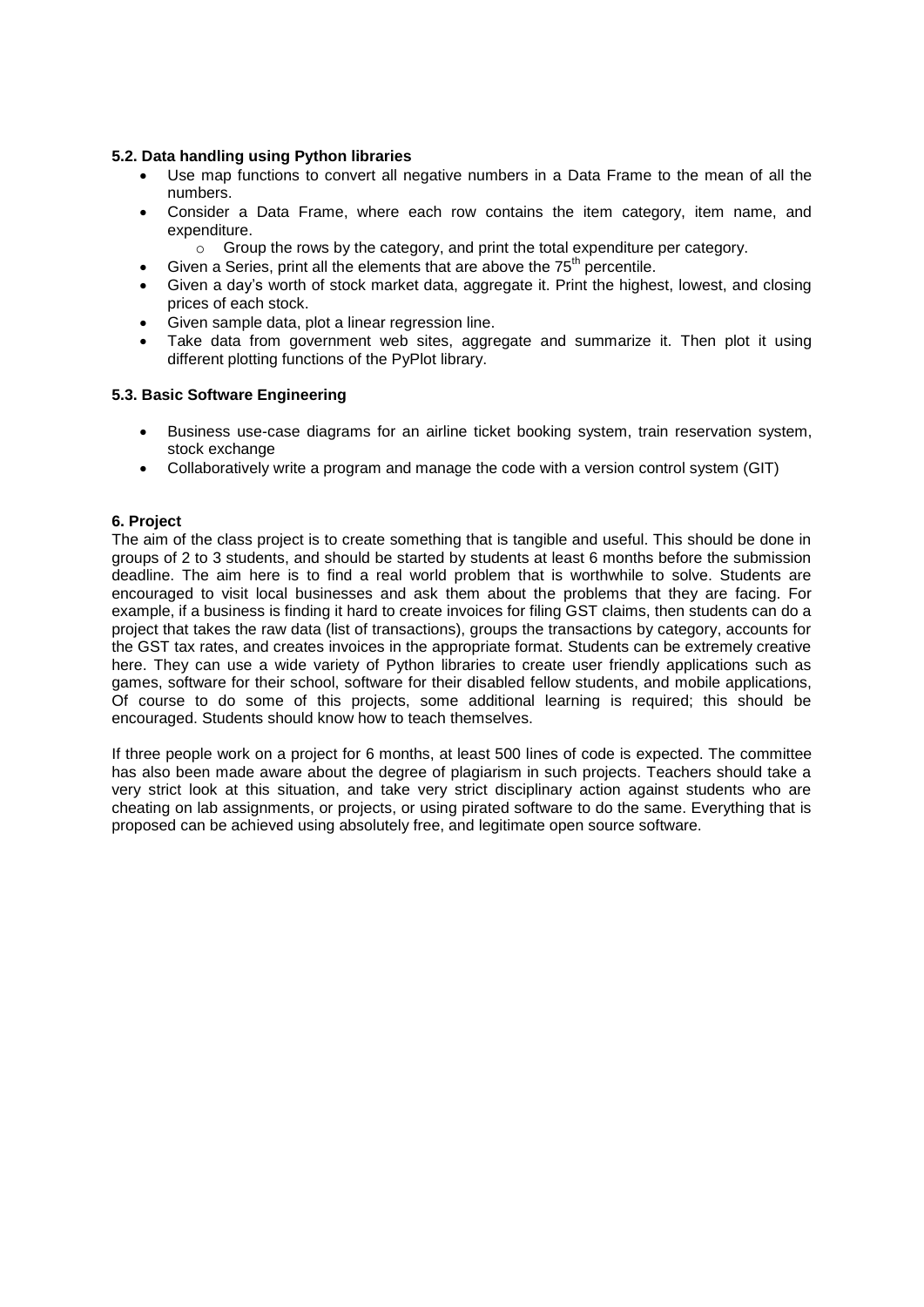### 5.2. Data handling using Python libraries

- Use map functions to convert all negative numbers in a Data Frame to the mean of all the numbers.
- Consider a Data Frame, where each row contains the item category, item name, and expenditure.
  - Group the rows by the category, and print the total expenditure per category.
- Given a Series, print all the elements that are above the $75^{th}$ percentile.
- Given a day's worth of stock market data, aggregate it. Print the highest, lowest, and closing prices of each stock.
- Given sample data, plot a linear regression line.
- Take data from government web sites, aggregate and summarize it. Then plot it using different plotting functions of the PyPlot library.

### 5.3. Basic Software Engineering

- Business use-case diagrams for an airline ticket booking system, train reservation system, stock exchange
- Collaboratively write a program and manage the code with a version control system (GIT)

## 6. Project

The aim of the class project is to create something that is tangible and useful. This should be done in groups of 2 to 3 students, and should be started by students at least 6 months before the submission deadline. The aim here is to find a real world problem that is worthwhile to solve. Students are encouraged to visit local businesses and ask them about the problems that they are facing. For example, if a business is finding it hard to create invoices for filing GST claims, then students can do a project that takes the raw data (list of transactions), groups the transactions by category, accounts for the GST tax rates, and creates invoices in the appropriate format. Students can be extremely creative here. They can use a wide variety of Python libraries to create user friendly applications such as games, software for their school, software for their disabled fellow students, and mobile applications, Of course to do some of this projects, some additional learning is required; this should be encouraged. Students should know how to teach themselves.

If three people work on a project for 6 months, at least 500 lines of code is expected. The committee has also been made aware about the degree of plagiarism in such projects. Teachers should take a very strict look at this situation, and take very strict disciplinary action against students who are cheating on lab assignments, or projects, or using pirated software to do the same. Everything that is proposed can be achieved using absolutely free, and legitimate open source software.